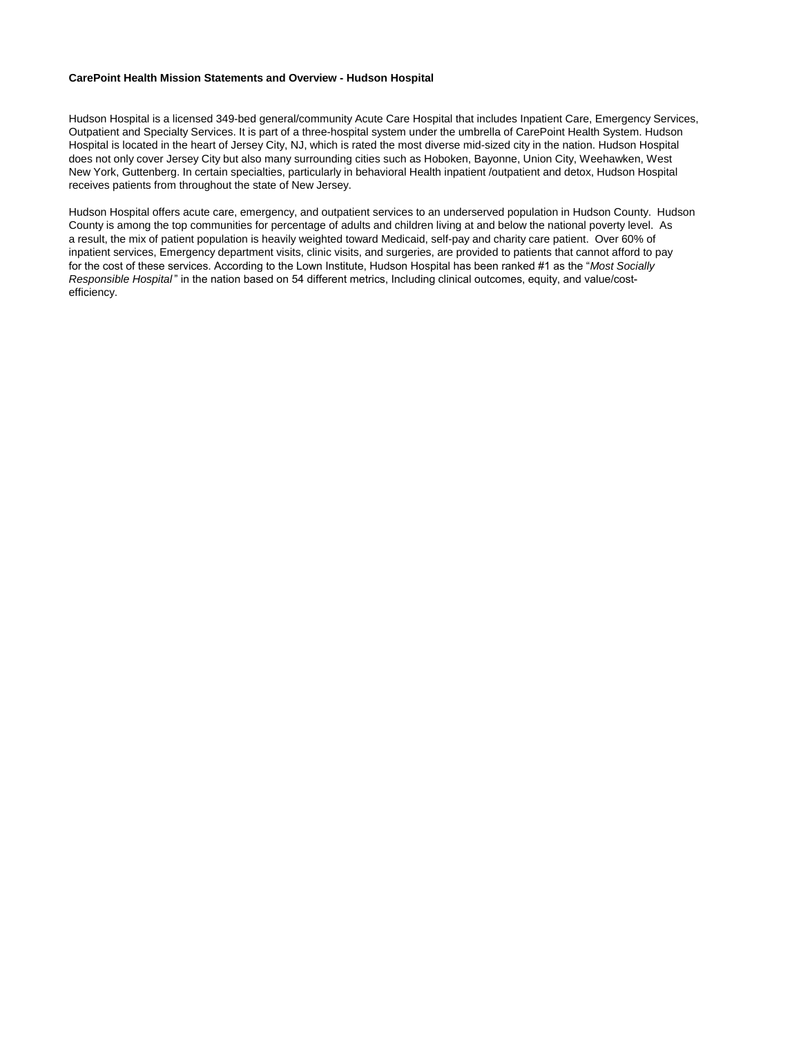**CarePoint Health Mission Statements and Overview - Hudson Hospital**

Hudson Hospital is a licensed 349-bed general/community Acute Care Hospital that includes Inpatient Care, Emergency Services, Outpatient and Specialty Services. It is part of a three-hospital system under the umbrella of CarePoint Health System. Hudson Hospital is located in the heart of Jersey City, NJ, which is rated the most diverse mid-sized city in the nation. Hudson Hospital does not only cover Jersey City but also many surrounding cities such as Hoboken, Bayonne, Union City, Weehawken, West New York, Guttenberg. In certain specialties, particularly in behavioral Health inpatient /outpatient and detox, Hudson Hospital receives patients from throughout the state of New Jersey.

Hudson Hospital offers acute care, emergency, and outpatient services to an underserved population in Hudson County. Hudson County is among the top communities for percentage of adults and children living at and below the national poverty level. As a result, the mix of patient population is heavily weighted toward Medicaid, self-pay and charity care patient. Over 60% of inpatient services, Emergency department visits, clinic visits, and surgeries, are provided to patients that cannot afford to pay for the cost of these services. According to the Lown Institute, Hudson Hospital has been ranked #1 as the "*Most Socially Responsible Hospital*" in the nation based on 54 different metrics, Including clinical outcomes, equity, and value/cost-efficiency.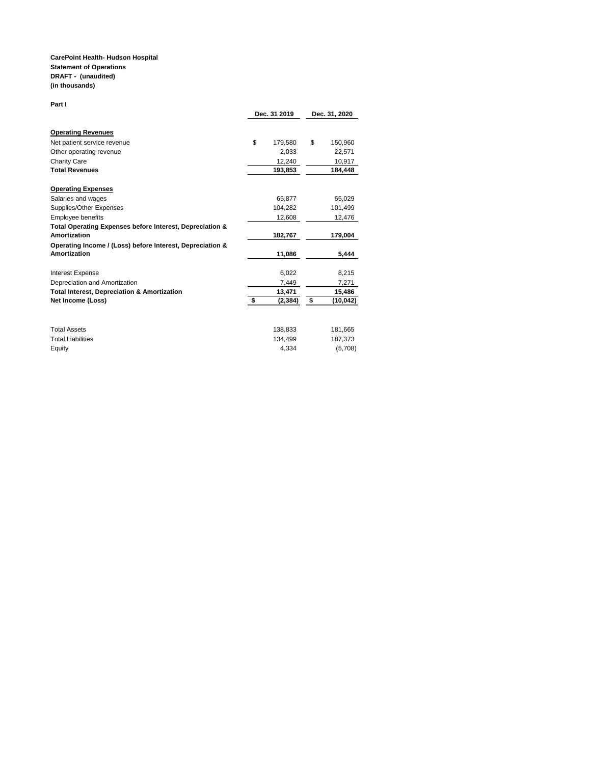**CarePoint Health- Hudson Hospital**
**Statement of Operations**
**DRAFT - (unaudited)**
**(in thousands)**

**Part I**

| | Dec. 31 2019 | Dec. 31, 2020 |
|---|---|---|
| **Operating Revenues** | | |
| Net patient service revenue | $ 179,580 | $ 150,960 |
| Other operating revenue | 2,033 | 22,571 |
| Charity Care | 12,240 | 10,917 |
| **Total Revenues** | **193,853** | **184,448** |
| **Operating Expenses** | | |
| Salaries and wages | 65,877 | 65,029 |
| Supplies/Other Expenses | 104,282 | 101,499 |
| Employee benefits | 12,608 | 12,476 |
| **Total Operating Expenses before Interest, Depreciation & Amortization** | **182,767** | **179,004** |
| **Operating Income / (Loss) before Interest, Depreciation & Amortization** | **11,086** | **5,444** |
| Interest Expense | 6,022 | 8,215 |
| Depreciation and Amortization | 7,449 | 7,271 |
| **Total Interest, Depreciation & Amortization** | **13,471** | **15,486** |
| **Net Income (Loss)** | **$ (2,384)** | **$ (10,042)** |
| | | |
| Total Assets | 138,833 | 181,665 |
| Total Liabilities | 134,499 | 187,373 |
| Equity | 4,334 | (5,708) |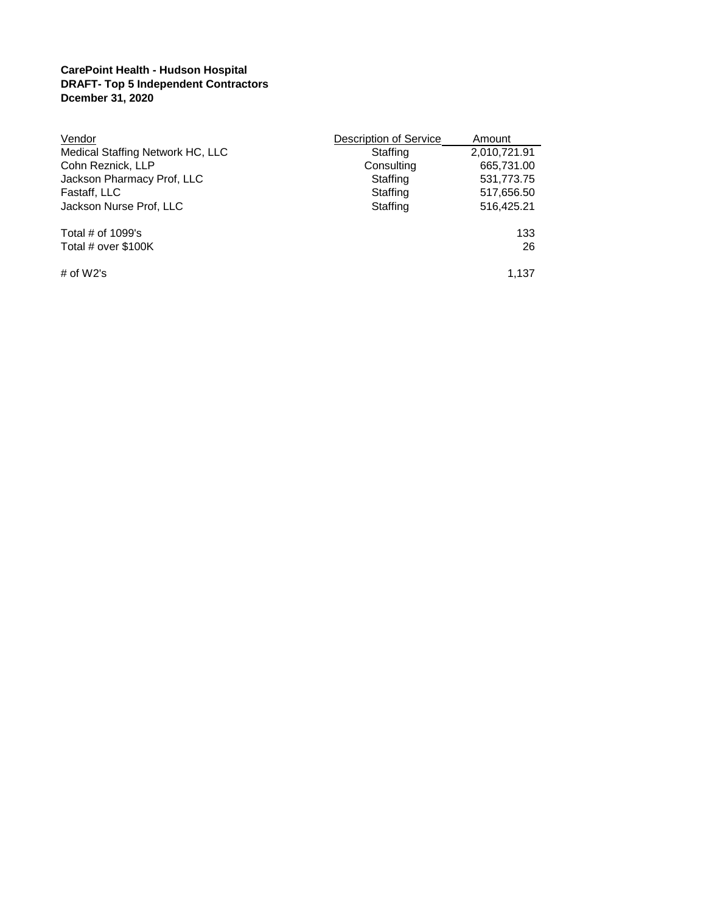**CarePoint Health - Hudson Hospital**
**DRAFT- Top 5 Independent Contractors**
**Dcember 31, 2020**

| Vendor | Description of Service | Amount |
| --- | --- | --- |
| Medical Staffing Network HC, LLC | Staffing | 2,010,721.91 |
| Cohn Reznick, LLP | Consulting | 665,731.00 |
| Jackson Pharmacy Prof, LLC | Staffing | 531,773.75 |
| Fastaff, LLC | Staffing | 517,656.50 |
| Jackson Nurse Prof, LLC | Staffing | 516,425.21 |
| | | |
| Total # of 1099's | | 133 |
| Total # over $100K | | 26 |
| | | |
| # of W2's | | 1,137 |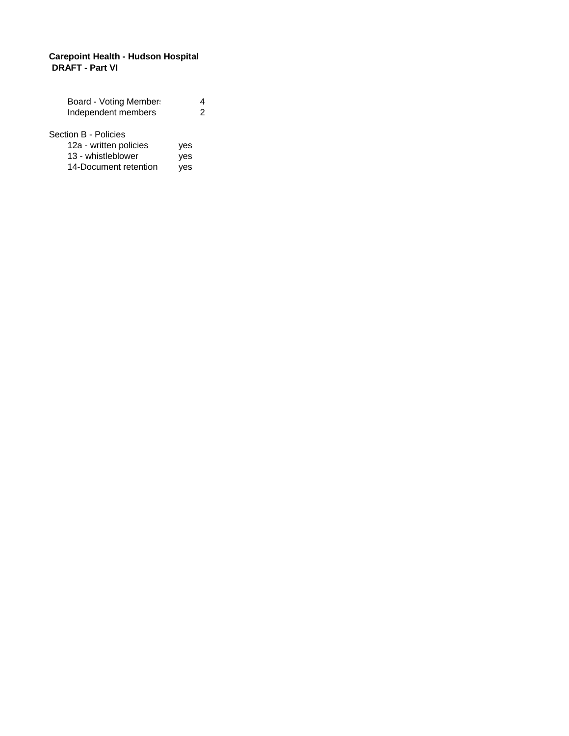**Carepoint Health - Hudson Hospital**
**DRAFT - Part VI**

| | |
|---|---|
| Board - Voting Members | 4 |
| Independent members | 2 |

Section B - Policies

| | |
|---|---|
| 12a - written policies | yes |
| 13 - whistleblower | yes |
| 14-Document retention | yes |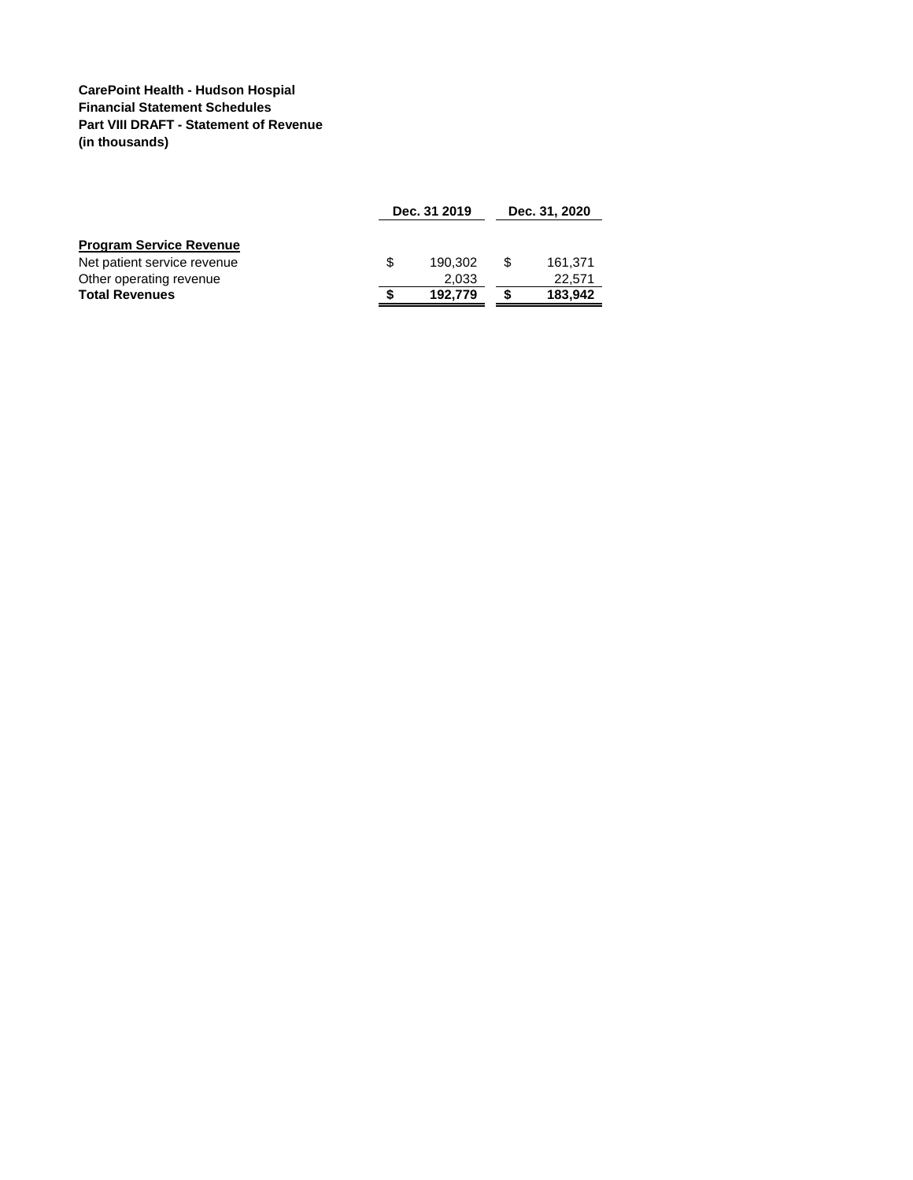**CarePoint Health - Hudson Hospial**
**Financial Statement Schedules**
**Part VIII DRAFT - Statement of Revenue**
**(in thousands)**

| | Dec. 31 2019 | Dec. 31, 2020 |
|---|---|---|
| **Program Service Revenue** | | |
| Net patient service revenue | $ 190,302 | $ 161,371 |
| Other operating revenue | 2,033 | 22,571 |
| **Total Revenues** | **$ 192,779** | **$ 183,942** |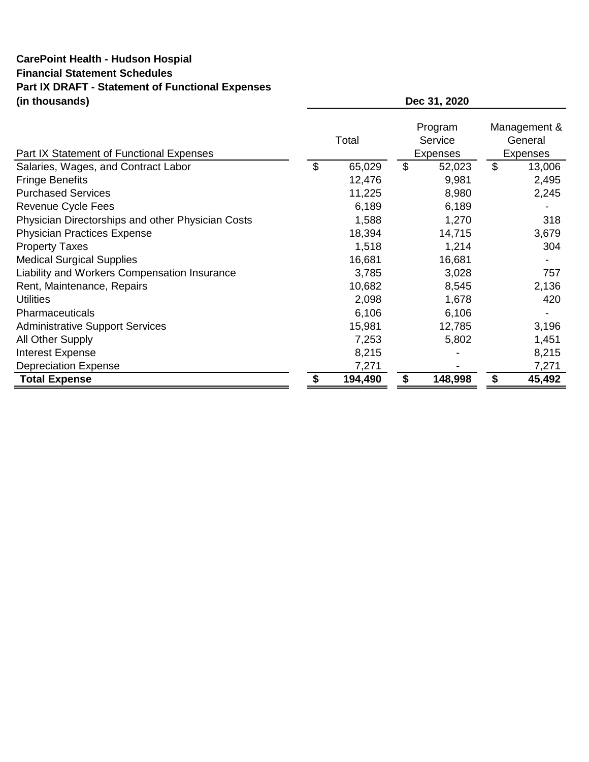**CarePoint Health - Hudson Hospial**
**Financial Statement Schedules**
**Part IX DRAFT - Statement of Functional Expenses**
**(in thousands)**

| | Dec 31, 2020 | | |
|---|---|---|---|
| Part IX Statement of Functional Expenses | Total | Program Service Expenses | Management & General Expenses |
| Salaries, Wages, and Contract Labor | $ 65,029 | $ 52,023 | $ 13,006 |
| Fringe Benefits | 12,476 | 9,981 | 2,495 |
| Purchased Services | 11,225 | 8,980 | 2,245 |
| Revenue Cycle Fees | 6,189 | 6,189 | - |
| Physician Directorships and other Physician Costs | 1,588 | 1,270 | 318 |
| Physician Practices Expense | 18,394 | 14,715 | 3,679 |
| Property Taxes | 1,518 | 1,214 | 304 |
| Medical Surgical Supplies | 16,681 | 16,681 | - |
| Liability and Workers Compensation Insurance | 3,785 | 3,028 | 757 |
| Rent, Maintenance, Repairs | 10,682 | 8,545 | 2,136 |
| Utilities | 2,098 | 1,678 | 420 |
| Pharmaceuticals | 6,106 | 6,106 | - |
| Administrative Support Services | 15,981 | 12,785 | 3,196 |
| All Other Supply | 7,253 | 5,802 | 1,451 |
| Interest Expense | 8,215 | - | 8,215 |
| Depreciation Expense | 7,271 | - | 7,271 |
| **Total Expense** | **$ 194,490** | **$ 148,998** | **$ 45,492** |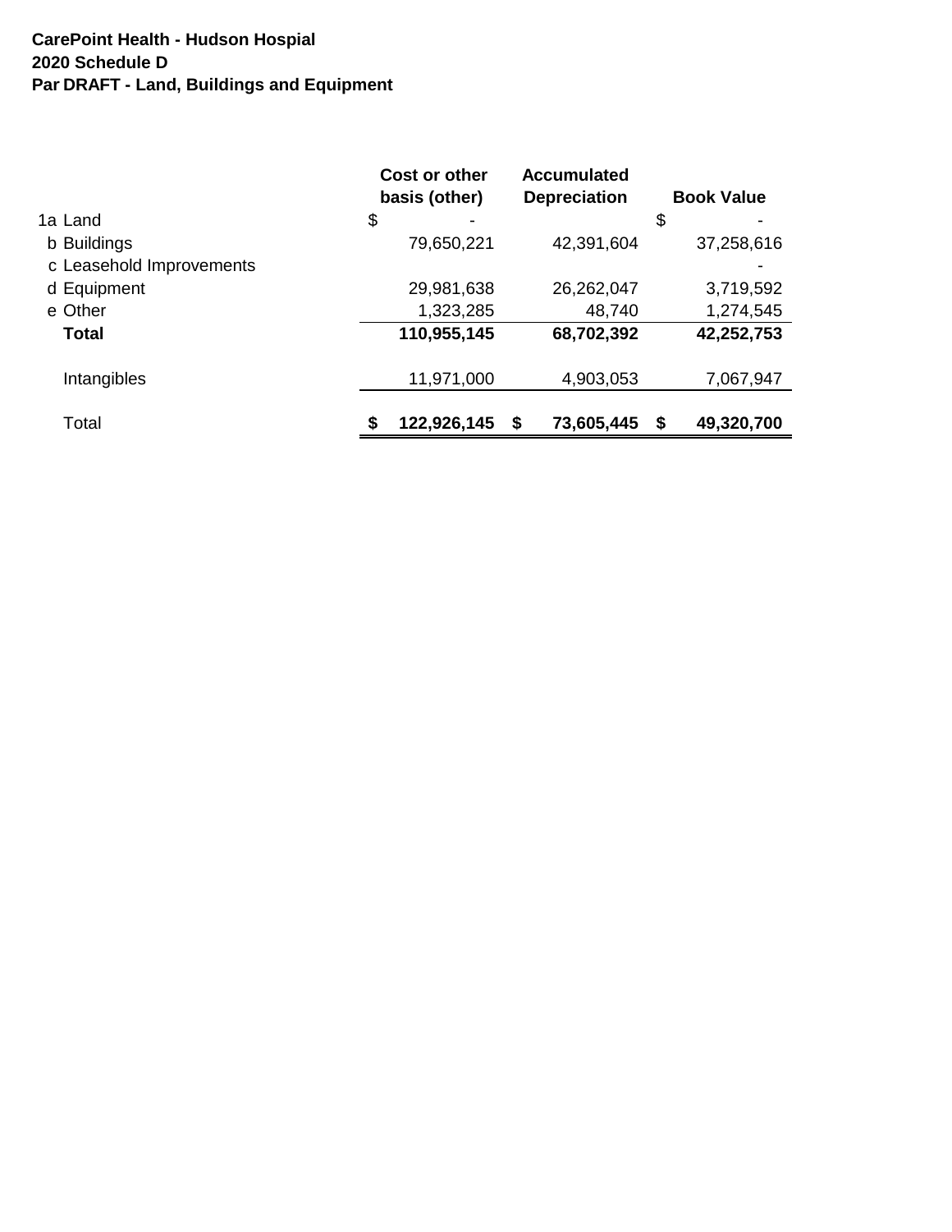**CarePoint Health - Hudson Hospial**
**2020 Schedule D**
**Par DRAFT - Land, Buildings and Equipment**

| | Cost or other basis (other) | Accumulated Depreciation | Book Value |
|---|---|---|---|
| 1a Land | $ - | | $ - |
| b Buildings | 79,650,221 | 42,391,604 | 37,258,616 |
| c Leasehold Improvements | | | - |
| d Equipment | 29,981,638 | 26,262,047 | 3,719,592 |
| e Other | 1,323,285 | 48,740 | 1,274,545 |
| **Total** | **110,955,145** | **68,702,392** | **42,252,753** |
| Intangibles | 11,971,000 | 4,903,053 | 7,067,947 |
| Total | **$ 122,926,145** | **$ 73,605,445** | **$ 49,320,700** |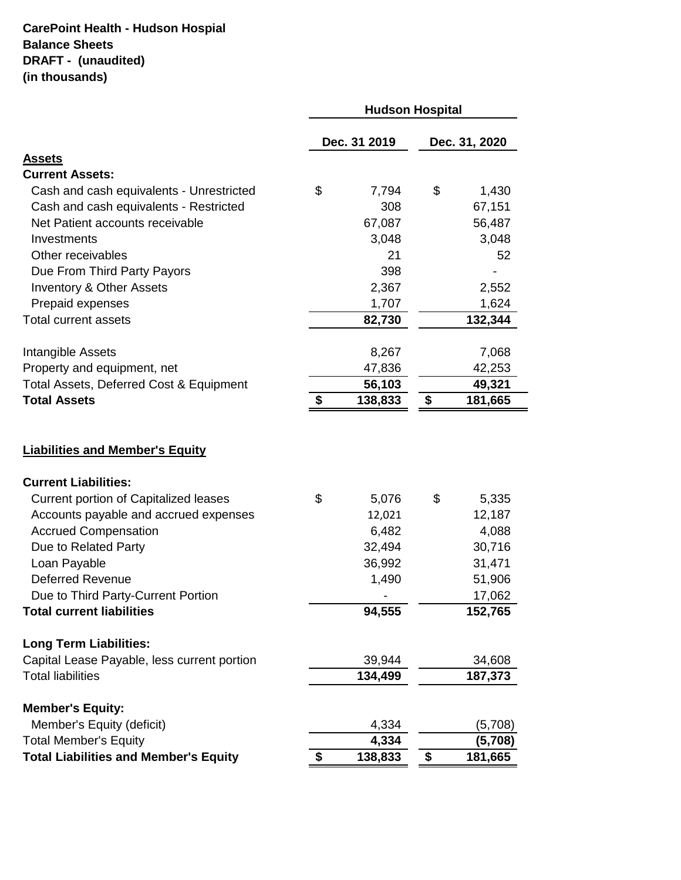**CarePoint Health - Hudson Hospial**
**Balance Sheets**
**DRAFT - (unaudited)**
**(in thousands)**

| | Hudson Hospital | |
|---|---|---|
| | **Dec. 31 2019** | **Dec. 31, 2020** |
| **Assets** | | |
| **Current Assets:** | | |
| Cash and cash equivalents - Unrestricted | $ 7,794 | $ 1,430 |
| Cash and cash equivalents - Restricted | 308 | 67,151 |
| Net Patient accounts receivable | 67,087 | 56,487 |
| Investments | 3,048 | 3,048 |
| Other receivables | 21 | 52 |
| Due From Third Party Payors | 398 | - |
| Inventory & Other Assets | 2,367 | 2,552 |
| Prepaid expenses | 1,707 | 1,624 |
| Total current assets | **82,730** | **132,344** |
| | | |
| Intangible Assets | 8,267 | 7,068 |
| Property and equipment, net | 47,836 | 42,253 |
| Total Assets, Deferred Cost & Equipment | **56,103** | **49,321** |
| **Total Assets** | **$ 138,833** | **$ 181,665** |
| | | |
| **Liabilities and Member's Equity** | | |
| | | |
| **Current Liabilities:** | | |
| Current portion of Capitalized leases | $ 5,076 | $ 5,335 |
| Accounts payable and accrued expenses | 12,021 | 12,187 |
| Accrued Compensation | 6,482 | 4,088 |
| Due to Related Party | 32,494 | 30,716 |
| Loan Payable | 36,992 | 31,471 |
| Deferred Revenue | 1,490 | 51,906 |
| Due to Third Party-Current Portion | - | 17,062 |
| **Total current liabilities** | **94,555** | **152,765** |
| | | |
| **Long Term Liabilities:** | | |
| Capital Lease Payable, less current portion | 39,944 | 34,608 |
| Total liabilities | **134,499** | **187,373** |
| | | |
| **Member's Equity:** | | |
| Member's Equity (deficit) | 4,334 | (5,708) |
| Total Member's Equity | **4,334** | **(5,708)** |
| **Total Liabilities and Member's Equity** | **$ 138,833** | **$ 181,665** |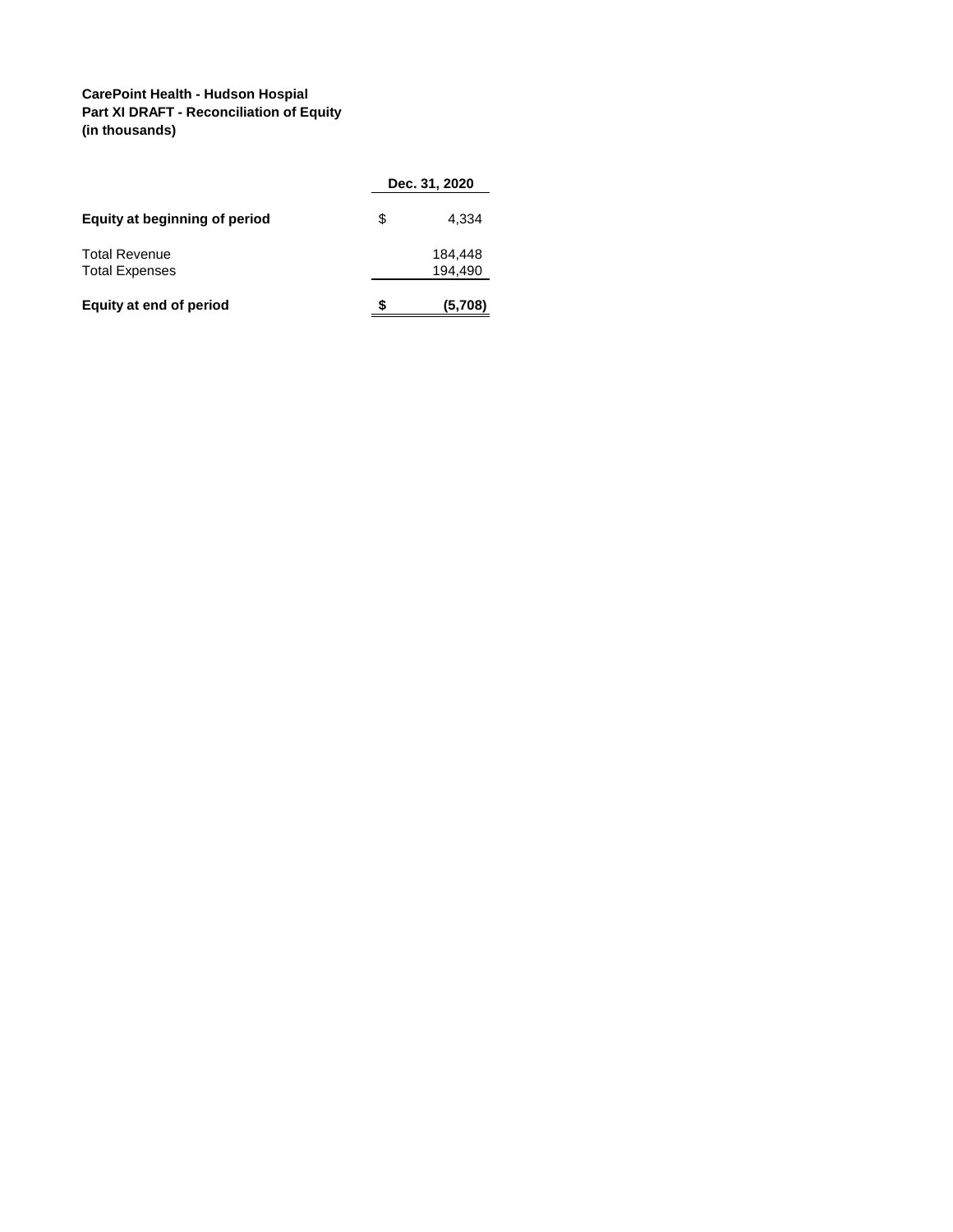**CarePoint Health - Hudson Hospial**
**Part XI DRAFT - Reconciliation of Equity**
**(in thousands)**

| | Dec. 31, 2020 |
|---|---|
| **Equity at beginning of period** | $ 4,334 |
| Total Revenue | 184,448 |
| Total Expenses | 194,490 |
| **Equity at end of period** | **$ (5,708)** |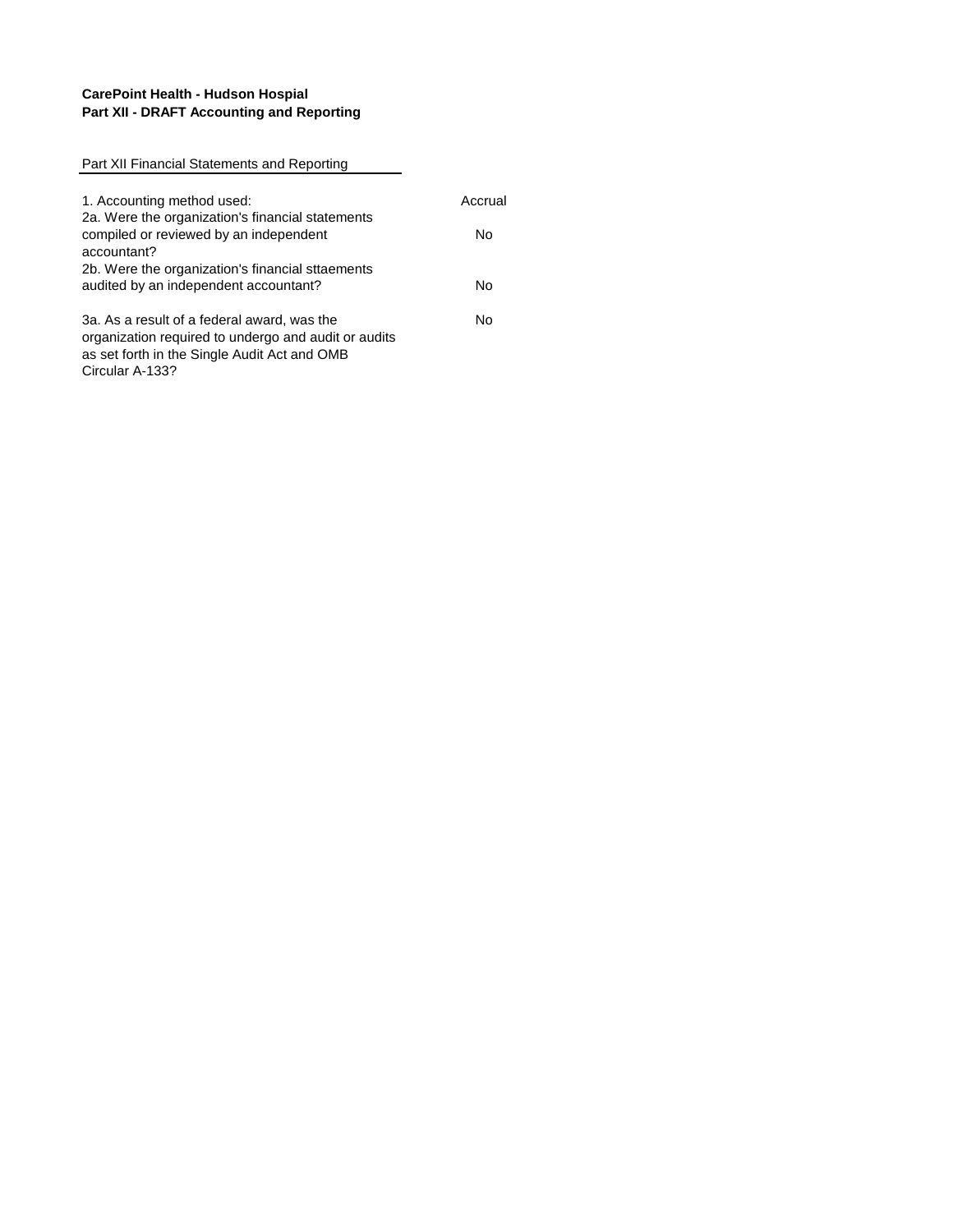**CarePoint Health - Hudson Hospial**
**Part XII - DRAFT Accounting and Reporting**

Part XII Financial Statements and Reporting

| | |
|---|---|
| 1. Accounting method used: | Accrual |
| 2a. Were the organization's financial statements compiled or reviewed by an independent accountant? | No |
| 2b. Were the organization's financial sttaements audited by an independent accountant? | No |
| 3a. As a result of a federal award, was the organization required to undergo and audit or audits as set forth in the Single Audit Act and OMB Circular A-133? | No |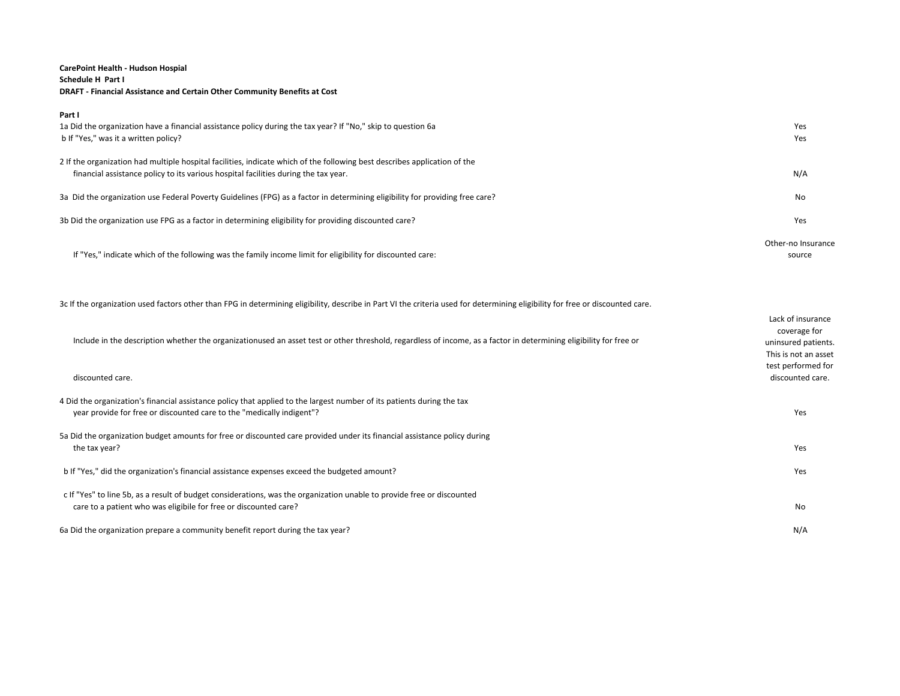**CarePoint Health - Hudson Hospial**
**Schedule H Part I**
**DRAFT - Financial Assistance and Certain Other Community Benefits at Cost**

**Part I**

| Question | Answer |
|---|---|
| 1a Did the organization have a financial assistance policy during the tax year? If "No," skip to question 6a | Yes |
| b If "Yes," was it a written policy? | Yes |
| 2 If the organization had multiple hospital facilities, indicate which of the following best describes application of the financial assistance policy to its various hospital facilities during the tax year. | N/A |
| 3a Did the organization use Federal Poverty Guidelines (FPG) as a factor in determining eligibility for providing free care? | No |
| 3b Did the organization use FPG as a factor in determining eligibility for providing discounted care? | Yes |
| If "Yes," indicate which of the following was the family income limit for eligibility for discounted care: | Other-no Insurance source |
| 3c If the organization used factors other than FPG in determining eligibility, describe in Part VI the criteria used for determining eligibility for free or discounted care. Include in the description whether the organizationused an asset test or other threshold, regardless of income, as a factor in determining eligibility for free or discounted care. | Lack of insurance coverage for uninsured patients. This is not an asset test performed for discounted care. |
| 4 Did the organization's financial assistance policy that applied to the largest number of its patients during the tax year provide for free or discounted care to the "medically indigent"? | Yes |
| 5a Did the organization budget amounts for free or discounted care provided under its financial assistance policy during the tax year? | Yes |
| b If "Yes," did the organization's financial assistance expenses exceed the budgeted amount? | Yes |
| c If "Yes" to line 5b, as a result of budget considerations, was the organization unable to provide free or discounted care to a patient who was eligibile for free or discounted care? | No |
| 6a Did the organization prepare a community benefit report during the tax year? | N/A |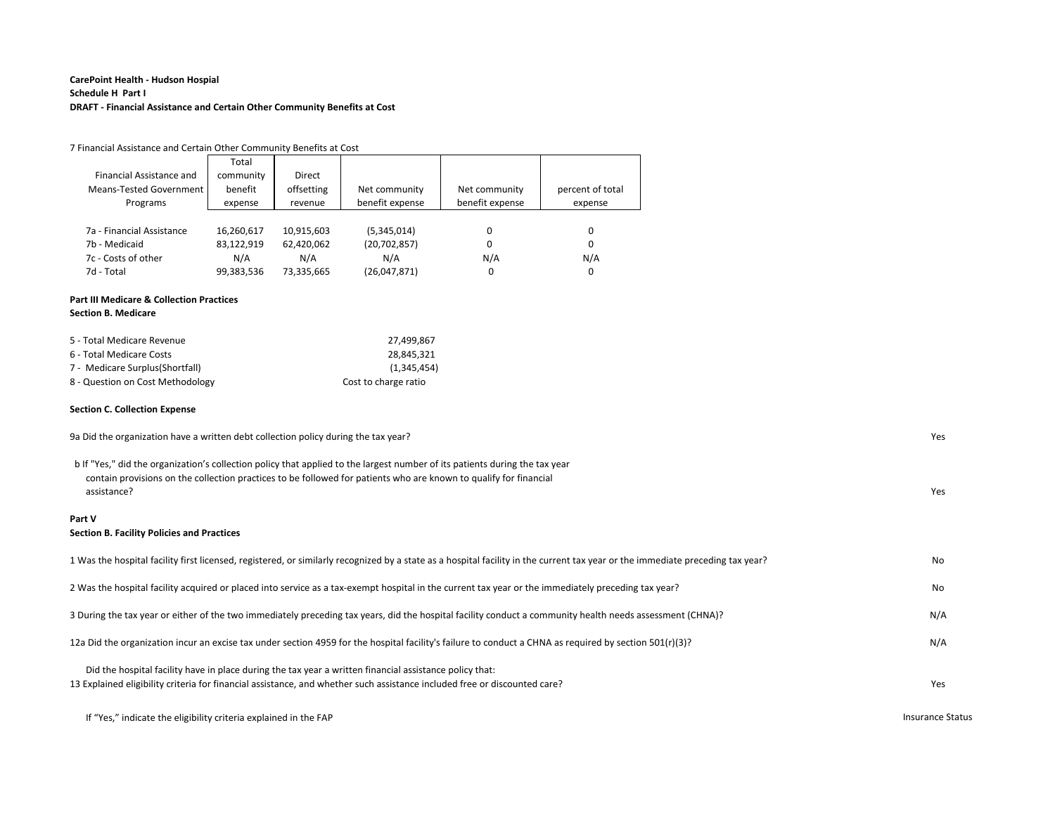**CarePoint Health - Hudson Hospital**
**Schedule H Part I**
**DRAFT - Financial Assistance and Certain Other Community Benefits at Cost**

7 Financial Assistance and Certain Other Community Benefits at Cost

| Financial Assistance and Means-Tested Government Programs | Total community benefit expense | Direct offsetting revenue | Net community benefit expense | Net community benefit expense | percent of total expense |
|---|---|---|---|---|---|
| 7a - Financial Assistance | 16,260,617 | 10,915,603 | (5,345,014) | 0 | 0 |
| 7b - Medicaid | 83,122,919 | 62,420,062 | (20,702,857) | 0 | 0 |
| 7c - Costs of other | N/A | N/A | N/A | N/A | N/A |
| 7d - Total | 99,383,536 | 73,335,665 | (26,047,871) | 0 | 0 |

**Part III Medicare & Collection Practices**
**Section B. Medicare**

| | |
|---|---|
| 5 - Total Medicare Revenue | 27,499,867 |
| 6 - Total Medicare Costs | 28,845,321 |
| 7 - Medicare Surplus(Shortfall) | (1,345,454) |
| 8 - Question on Cost Methodology | Cost to charge ratio |

**Section C. Collection Expense**

9a Did the organization have a written debt collection policy during the tax year? — Yes

b If "Yes," did the organization's collection policy that applied to the largest number of its patients during the tax year contain provisions on the collection practices to be followed for patients who are known to qualify for financial assistance? — Yes

**Part V**
**Section B. Facility Policies and Practices**

1 Was the hospital facility first licensed, registered, or similarly recognized by a state as a hospital facility in the current tax year or the immediate preceding tax year? — No

2 Was the hospital facility acquired or placed into service as a tax-exempt hospital in the current tax year or the immediately preceding tax year? — No

3 During the tax year or either of the two immediately preceding tax years, did the hospital facility conduct a community health needs assessment (CHNA)? — N/A

12a Did the organization incur an excise tax under section 4959 for the hospital facility's failure to conduct a CHNA as required by section 501(r)(3)? — N/A

Did the hospital facility have in place during the tax year a written financial assistance policy that:

13 Explained eligibility criteria for financial assistance, and whether such assistance included free or discounted care? — Yes

If "Yes," indicate the eligibility criteria explained in the FAP — Insurance Status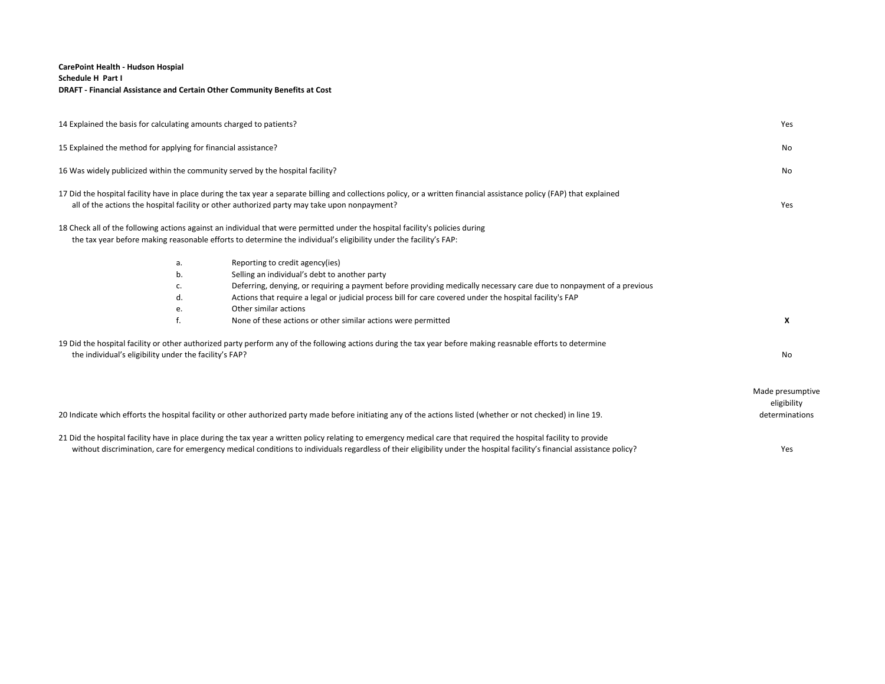**CarePoint Health - Hudson Hospial**
**Schedule H Part I**
**DRAFT - Financial Assistance and Certain Other Community Benefits at Cost**

| | |
|---|---|
| 14 Explained the basis for calculating amounts charged to patients? | Yes |
| 15 Explained the method for applying for financial assistance? | No |
| 16 Was widely publicized within the community served by the hospital facility? | No |
| 17 Did the hospital facility have in place during the tax year a separate billing and collections policy, or a written financial assistance policy (FAP) that explained all of the actions the hospital facility or other authorized party may take upon nonpayment? | Yes |
| 18 Check all of the following actions against an individual that were permitted under the hospital facility's policies during the tax year before making reasonable efforts to determine the individual's eligibility under the facility's FAP: | |
| a. Reporting to credit agency(ies) | |
| b. Selling an individual's debt to another party | |
| c. Deferring, denying, or requiring a payment before providing medically necessary care due to nonpayment of a previous | |
| d. Actions that require a legal or judicial process bill for care covered under the hospital facility's FAP | |
| e. Other similar actions | |
| f. None of these actions or other similar actions were permitted | **X** |
| 19 Did the hospital facility or other authorized party perform any of the following actions during the tax year before making reasnable efforts to determine the individual's eligibility under the facility's FAP? | No |
| 20 Indicate which efforts the hospital facility or other authorized party made before initiating any of the actions listed (whether or not checked) in line 19. | Made presumptive eligibility determinations |
| 21 Did the hospital facility have in place during the tax year a written policy relating to emergency medical care that required the hospital facility to provide without discrimination, care for emergency medical conditions to individuals regardless of their eligibility under the hospital facility's financial assistance policy? | Yes |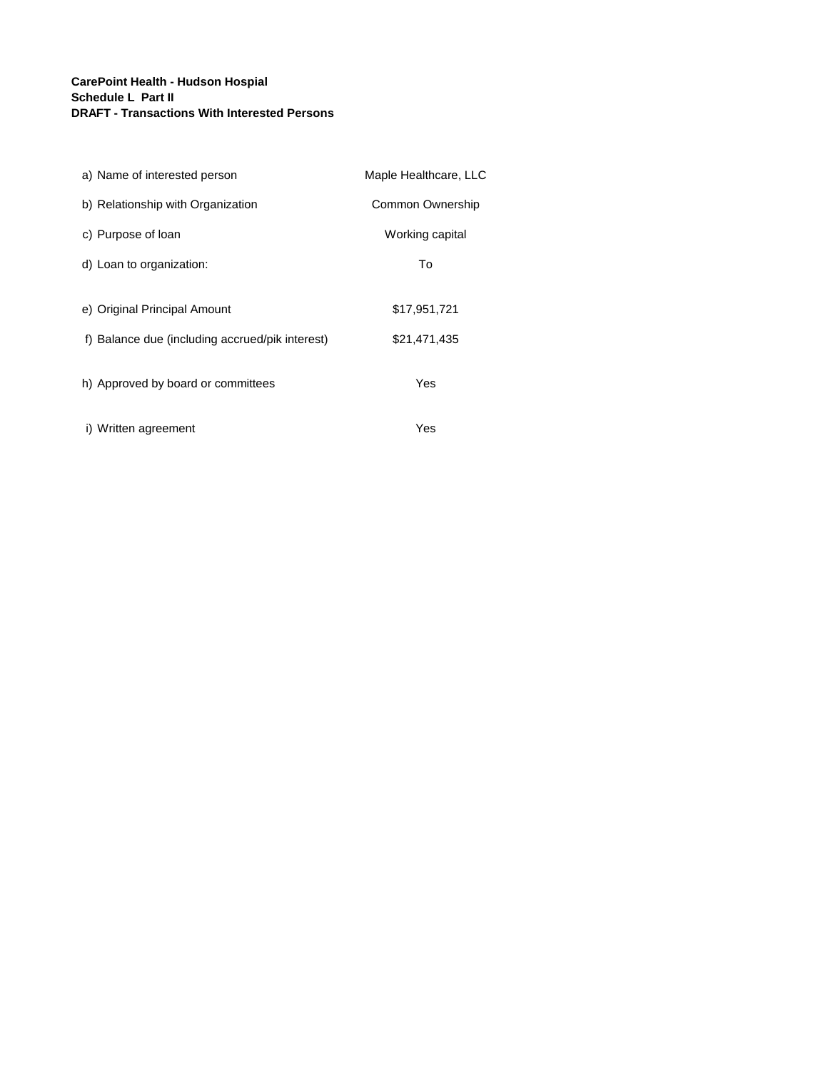**CarePoint Health - Hudson Hospial**
**Schedule L Part II**
**DRAFT - Transactions With Interested Persons**

| | |
|---|---|
| a) Name of interested person | Maple Healthcare, LLC |
| b) Relationship with Organization | Common Ownership |
| c) Purpose of loan | Working capital |
| d) Loan to organization: | To |
| e) Original Principal Amount | $17,951,721 |
| f) Balance due (including accrued/pik interest) | $21,471,435 |
| h) Approved by board or committees | Yes |
| i) Written agreement | Yes |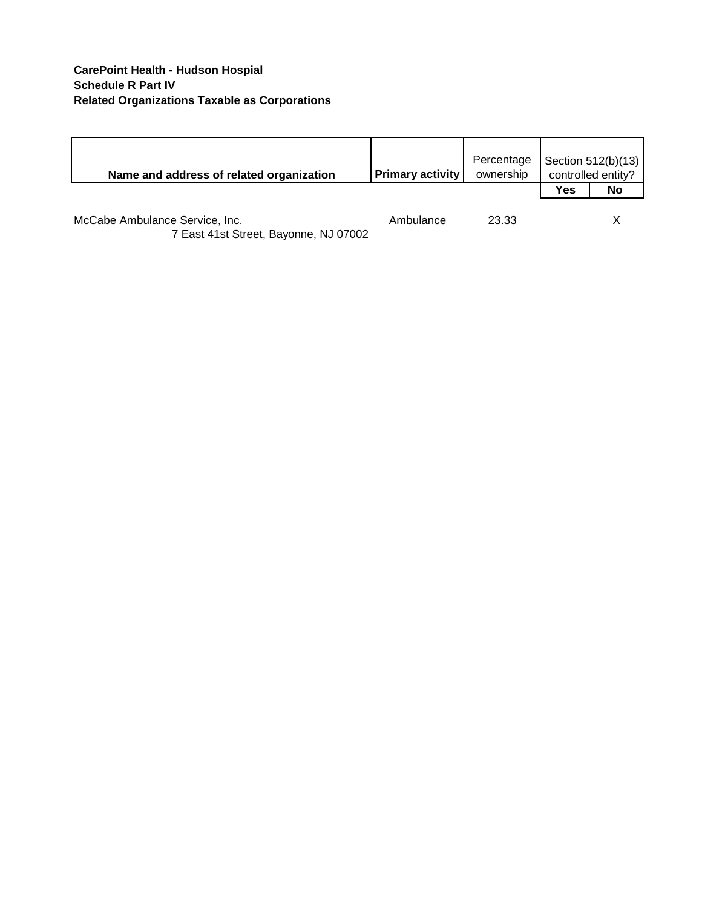**CarePoint Health - Hudson Hospial**
**Schedule R Part IV**
**Related Organizations Taxable as Corporations**

| Name and address of related organization | Primary activity | Percentage ownership | Section 512(b)(13) controlled entity? | |
|---|---|---|---|---|
| | | | Yes | No |
| McCabe Ambulance Service, Inc.<br>7 East 41st Street, Bayonne, NJ 07002 | Ambulance | 23.33 | | X |